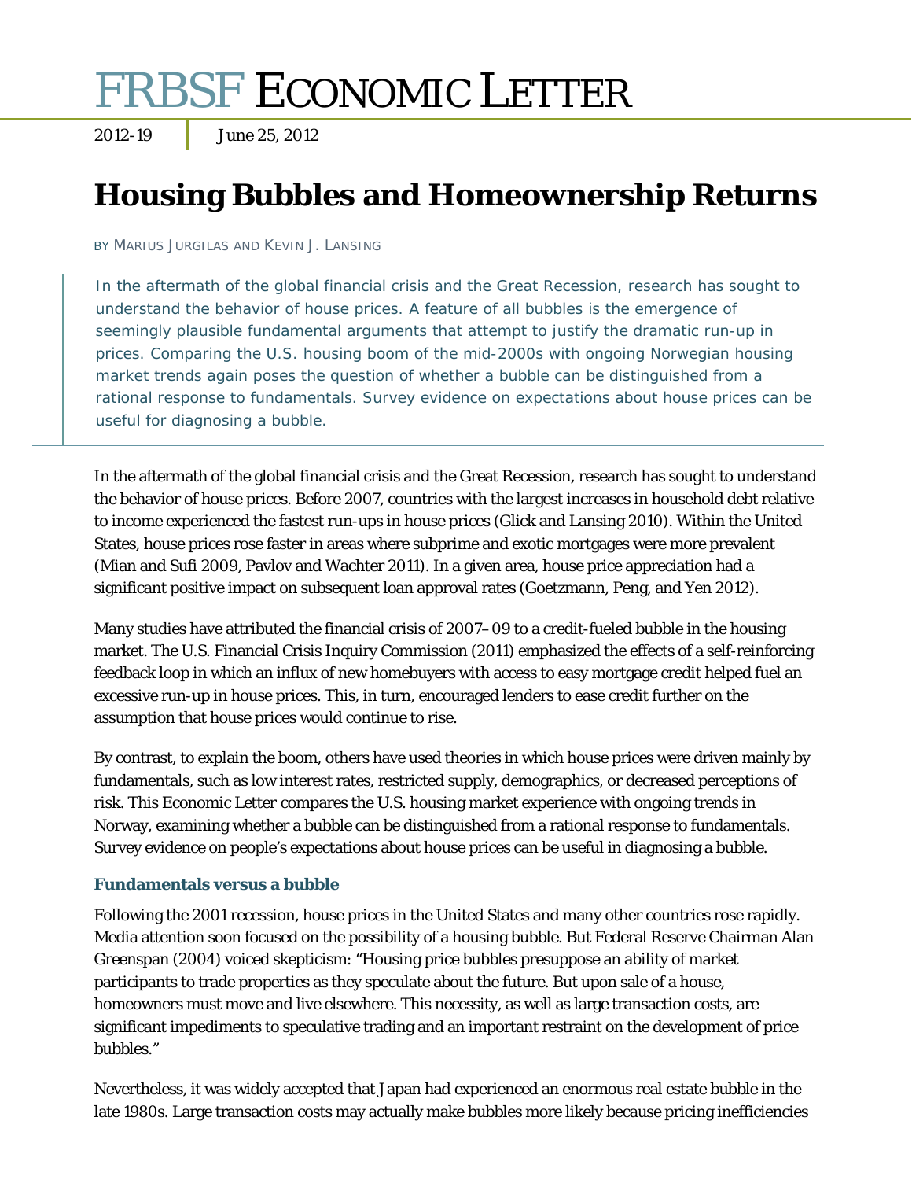# FRBSF ECONOMIC LETTER

2012-19 | June 25, 2012

## Housing Bubbles and Homeownership Returns

BY MARIUS JURGILAS AND KEVIN J. LANSING

> In the aftermath of the global financial crisis and the Great Recession, research has sought to understand the behavior of house prices. A feature of all bubbles is the emergence of seemingly plausible fundamental arguments that attempt to justify the dramatic run-up in prices. Comparing the U.S. housing boom of the mid-2000s with ongoing Norwegian housing market trends again poses the question of whether a bubble can be distinguished from a rational response to fundamentals. Survey evidence on expectations about house prices can be useful for diagnosing a bubble.

In the aftermath of the global financial crisis and the Great Recession, research has sought to understand the behavior of house prices. Before 2007, countries with the largest increases in household debt relative to income experienced the fastest run-ups in house prices (Glick and Lansing 2010). Within the United States, house prices rose faster in areas where subprime and exotic mortgages were more prevalent (Mian and Sufi 2009, Pavlov and Wachter 2011). In a given area, house price appreciation had a significant positive impact on subsequent loan approval rates (Goetzmann, Peng, and Yen 2012).

Many studies have attributed the financial crisis of 2007–09 to a credit-fueled bubble in the housing market. The U.S. Financial Crisis Inquiry Commission (2011) emphasized the effects of a self-reinforcing feedback loop in which an influx of new homebuyers with access to easy mortgage credit helped fuel an excessive run-up in house prices. This, in turn, encouraged lenders to ease credit further on the assumption that house prices would continue to rise.

By contrast, to explain the boom, others have used theories in which house prices were driven mainly by fundamentals, such as low interest rates, restricted supply, demographics, or decreased perceptions of risk. This Economic Letter compares the U.S. housing market experience with ongoing trends in Norway, examining whether a bubble can be distinguished from a rational response to fundamentals. Survey evidence on people's expectations about house prices can be useful in diagnosing a bubble.

### Fundamentals versus a bubble

Following the 2001 recession, house prices in the United States and many other countries rose rapidly. Media attention soon focused on the possibility of a housing bubble. But Federal Reserve Chairman Alan Greenspan (2004) voiced skepticism: "Housing price bubbles presuppose an ability of market participants to trade properties as they speculate about the future. But upon sale of a house, homeowners must move and live elsewhere. This necessity, as well as large transaction costs, are significant impediments to speculative trading and an important restraint on the development of price bubbles."

Nevertheless, it was widely accepted that Japan had experienced an enormous real estate bubble in the late 1980s. Large transaction costs may actually make bubbles more likely because pricing inefficiencies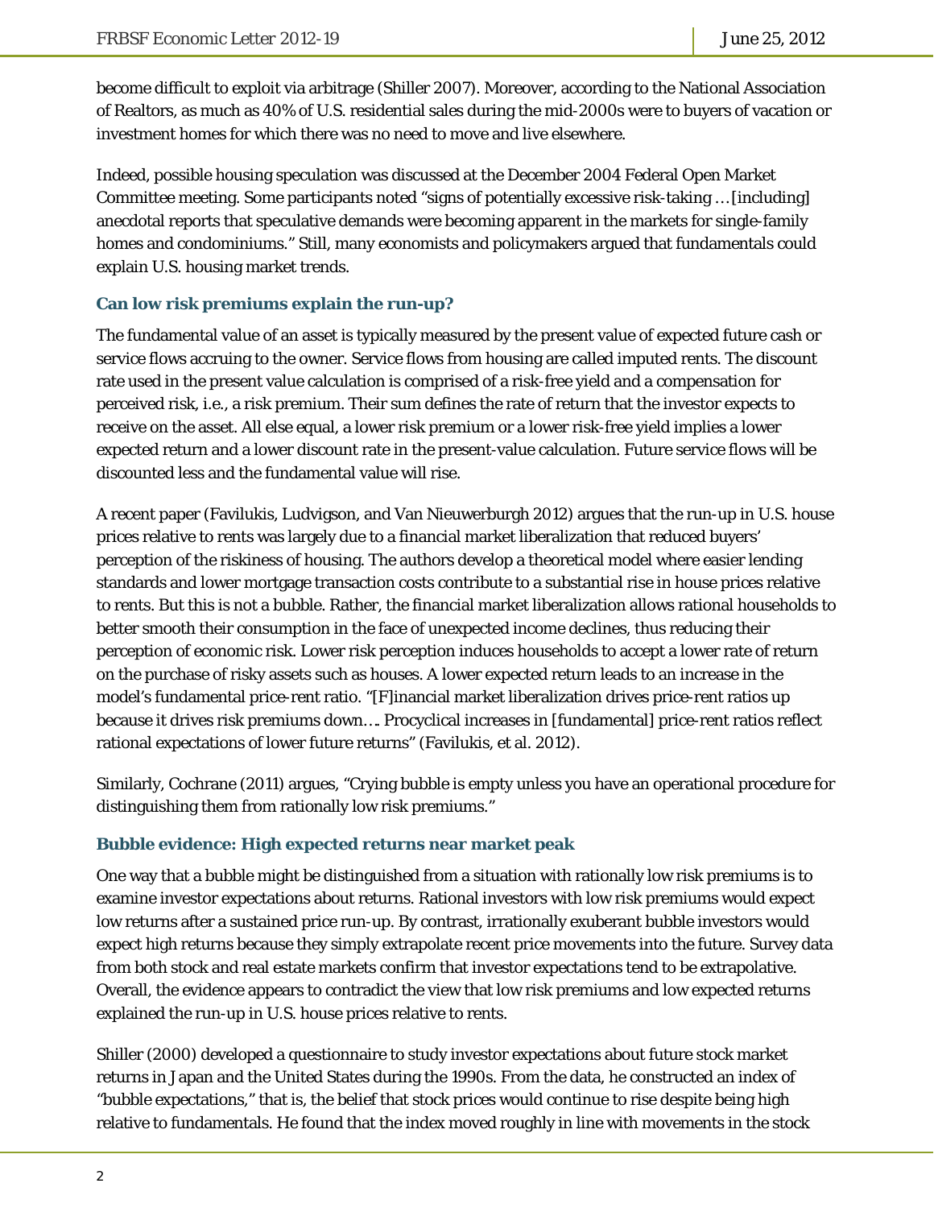become difficult to exploit via arbitrage (Shiller 2007). Moreover, according to the National Association of Realtors, as much as 40% of U.S. residential sales during the mid-2000s were to buyers of vacation or investment homes for which there was no need to move and live elsewhere.

Indeed, possible housing speculation was discussed at the December 2004 Federal Open Market Committee meeting. Some participants noted "signs of potentially excessive risk-taking … [including] anecdotal reports that speculative demands were becoming apparent in the markets for single-family homes and condominiums." Still, many economists and policymakers argued that fundamentals could explain U.S. housing market trends.

### Can low risk premiums explain the run-up?

The fundamental value of an asset is typically measured by the present value of expected future cash or service flows accruing to the owner. Service flows from housing are called imputed rents. The discount rate used in the present value calculation is comprised of a risk-free yield and a compensation for perceived risk, i.e., a risk premium. Their sum defines the rate of return that the investor expects to receive on the asset. All else equal, a lower risk premium or a lower risk-free yield implies a lower expected return and a lower discount rate in the present-value calculation. Future service flows will be discounted less and the fundamental value will rise.

A recent paper (Favilukis, Ludvigson, and Van Nieuwerburgh 2012) argues that the run-up in U.S. house prices relative to rents was largely due to a financial market liberalization that reduced buyers' perception of the riskiness of housing. The authors develop a theoretical model where easier lending standards and lower mortgage transaction costs contribute to a substantial rise in house prices relative to rents. But this is not a bubble. Rather, the financial market liberalization allows rational households to better smooth their consumption in the face of unexpected income declines, thus reducing their perception of economic risk. Lower risk perception induces households to accept a lower rate of return on the purchase of risky assets such as houses. A lower expected return leads to an increase in the model's fundamental price-rent ratio. "[F]inancial market liberalization drives price-rent ratios up because it drives risk premiums down…. Procyclical increases in [fundamental] price-rent ratios reflect rational expectations of lower future returns" (Favilukis, et al. 2012).

Similarly, Cochrane (2011) argues, "Crying bubble is empty unless you have an operational procedure for distinguishing them from rationally low risk premiums."

### Bubble evidence: High expected returns near market peak

One way that a bubble might be distinguished from a situation with rationally low risk premiums is to examine investor expectations about returns. Rational investors with low risk premiums would expect low returns after a sustained price run-up. By contrast, irrationally exuberant bubble investors would expect high returns because they simply extrapolate recent price movements into the future. Survey data from both stock and real estate markets confirm that investor expectations tend to be extrapolative. Overall, the evidence appears to contradict the view that low risk premiums and low expected returns explained the run-up in U.S. house prices relative to rents.

Shiller (2000) developed a questionnaire to study investor expectations about future stock market returns in Japan and the United States during the 1990s. From the data, he constructed an index of "bubble expectations," that is, the belief that stock prices would continue to rise despite being high relative to fundamentals. He found that the index moved roughly in line with movements in the stock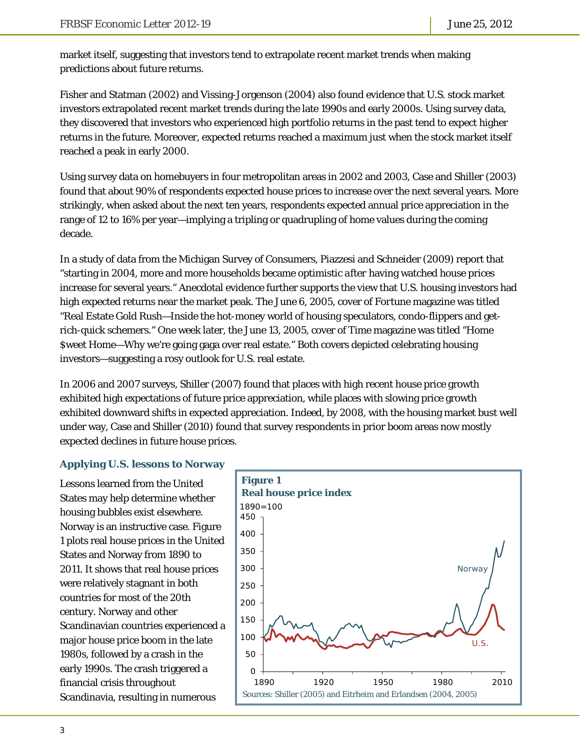market itself, suggesting that investors tend to extrapolate recent market trends when making predictions about future returns.

Fisher and Statman (2002) and Vissing-Jorgenson (2004) also found evidence that U.S. stock market investors extrapolated recent market trends during the late 1990s and early 2000s. Using survey data, they discovered that investors who experienced high portfolio returns in the past tend to expect higher returns in the future. Moreover, expected returns reached a maximum just when the stock market itself reached a peak in early 2000.

Using survey data on homebuyers in four metropolitan areas in 2002 and 2003, Case and Shiller (2003) found that about 90% of respondents expected house prices to increase over the next several years. More strikingly, when asked about the next ten years, respondents expected annual price appreciation in the range of 12 to 16% per year—implying a tripling or quadrupling of home values during the coming decade.

In a study of data from the Michigan Survey of Consumers, Piazzesi and Schneider (2009) report that "starting in 2004, more and more households became optimistic *after* having watched house prices increase for several years." Anecdotal evidence further supports the view that U.S. housing investors had high expected returns near the market peak. The June 6, 2005, cover of *Fortune* magazine was titled "Real Estate Gold Rush—Inside the hot-money world of housing speculators, condo-flippers and get-rich-quick schemers." One week later, the June 13, 2005, cover of *Time* magazine was titled "Home $weet Home—Why we're going gaga over real estate." Both covers depicted celebrating housing investors—suggesting a rosy outlook for U.S. real estate.

In 2006 and 2007 surveys, Shiller (2007) found that places with high recent house price growth exhibited high expectations of future price appreciation, while places with slowing price growth exhibited downward shifts in expected appreciation. Indeed, by 2008, with the housing market bust well under way, Case and Shiller (2010) found that survey respondents in prior boom areas now mostly expected declines in future house prices.

### Applying U.S. lessons to Norway

Lessons learned from the United States may help determine whether housing bubbles exist elsewhere. Norway is an instructive case. Figure 1 plots real house prices in the United States and Norway from 1890 to 2011. It shows that real house prices were relatively stagnant in both countries for most of the 20th century. Norway and other Scandinavian countries experienced a major house price boom in the late 1980s, followed by a crash in the early 1990s. The crash triggered a financial crisis throughout Scandinavia, resulting in numerous

**Figure 1**
**Real house price index**

Sources: Shiller (2005) and Eitrheim and Erlandsen (2004, 2005)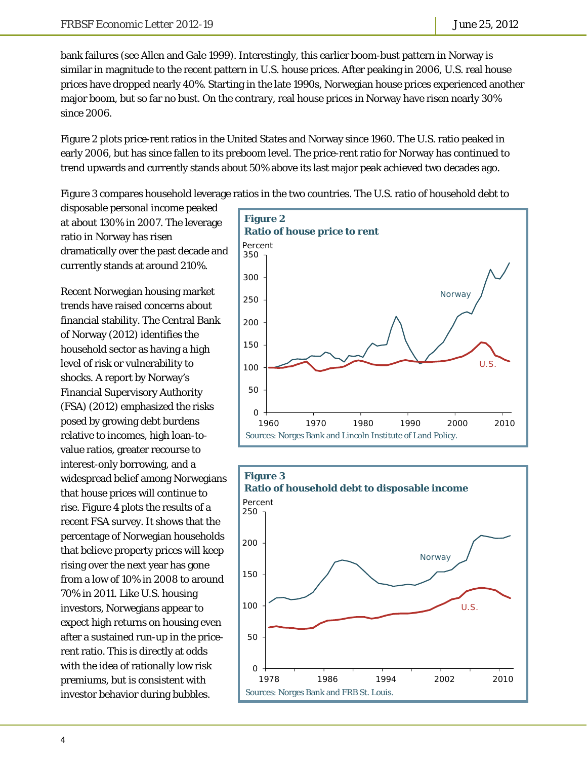bank failures (see Allen and Gale 1999). Interestingly, this earlier boom-bust pattern in Norway is similar in magnitude to the recent pattern in U.S. house prices. After peaking in 2006, U.S. real house prices have dropped nearly 40%. Starting in the late 1990s, Norwegian house prices experienced another major boom, but so far no bust. On the contrary, real house prices in Norway have risen nearly 30% since 2006.

Figure 2 plots price-rent ratios in the United States and Norway since 1960. The U.S. ratio peaked in early 2006, but has since fallen to its preboom level. The price-rent ratio for Norway has continued to trend upwards and currently stands about 50% above its last major peak achieved two decades ago.

Figure 3 compares household leverage ratios in the two countries. The U.S. ratio of household debt to disposable personal income peaked at about 130% in 2007. The leverage ratio in Norway has risen dramatically over the past decade and currently stands at around 210%.

Recent Norwegian housing market trends have raised concerns about financial stability. The Central Bank of Norway (2012) identifies the household sector as having a high level of risk or vulnerability to shocks. A report by Norway's Financial Supervisory Authority (FSA) (2012) emphasized the risks posed by growing debt burdens relative to incomes, high loan-to-value ratios, greater recourse to interest-only borrowing, and a widespread belief among Norwegians that house prices will continue to rise. Figure 4 plots the results of a recent FSA survey. It shows that the percentage of Norwegian households that believe property prices will keep rising over the next year has gone from a low of 10% in 2008 to around 70% in 2011. Like U.S. housing investors, Norwegians appear to expect high returns on housing even after a sustained run-up in the price-rent ratio. This is directly at odds with the idea of rationally low risk premiums, but is consistent with investor behavior during bubbles.

**Figure 2**
**Ratio of house price to rent**

Sources: Norges Bank and Lincoln Institute of Land Policy.

**Figure 3**
**Ratio of household debt to disposable income**

Sources: Norges Bank and FRB St. Louis.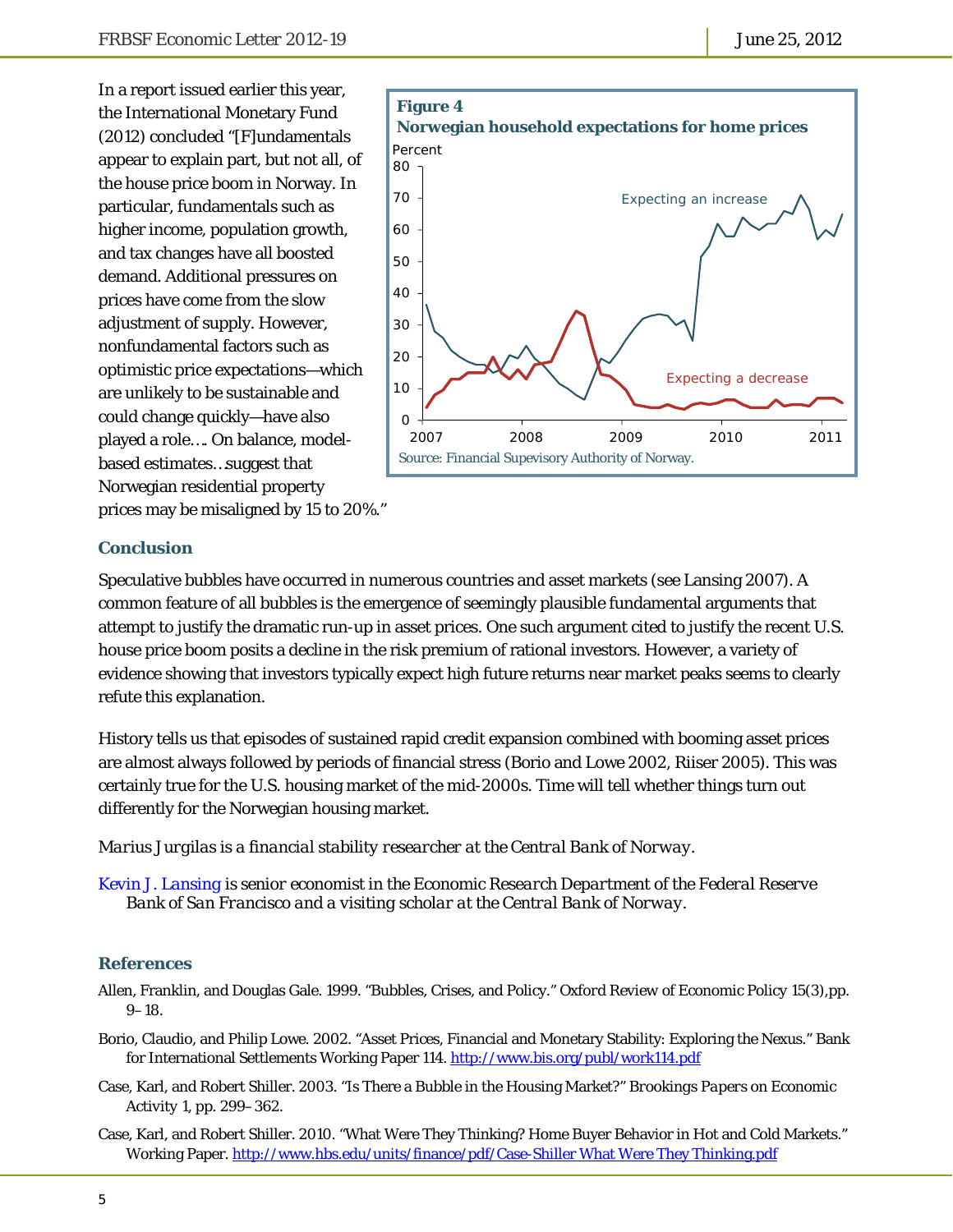In a report issued earlier this year, the International Monetary Fund (2012) concluded "[F]undamentals appear to explain part, but not all, of the house price boom in Norway. In particular, fundamentals such as higher income, population growth, and tax changes have all boosted demand. Additional pressures on prices have come from the slow adjustment of supply. However, nonfundamental factors such as optimistic price expectations—which are unlikely to be sustainable and could change quickly—have also played a role…. On balance, model-based estimates…suggest that Norwegian residential property prices may be misaligned by 15 to 20%."

**Figure 4**
**Norwegian household expectations for home prices**

Source: Financial Supevisory Authority of Norway.

## Conclusion

Speculative bubbles have occurred in numerous countries and asset markets (see Lansing 2007). A common feature of all bubbles is the emergence of seemingly plausible fundamental arguments that attempt to justify the dramatic run-up in asset prices. One such argument cited to justify the recent U.S. house price boom posits a decline in the risk premium of rational investors. However, a variety of evidence showing that investors typically expect high future returns near market peaks seems to clearly refute this explanation.

History tells us that episodes of sustained rapid credit expansion combined with booming asset prices are almost always followed by periods of financial stress (Borio and Lowe 2002, Riiser 2005). This was certainly true for the U.S. housing market of the mid-2000s. Time will tell whether things turn out differently for the Norwegian housing market.

*Marius Jurgilas is a financial stability researcher at the Central Bank of Norway.*

*Kevin J. Lansing is senior economist in the Economic Research Department of the Federal Reserve Bank of San Francisco and a visiting scholar at the Central Bank of Norway.*

## References

Allen, Franklin, and Douglas Gale. 1999. "Bubbles, Crises, and Policy." Oxford Review of Economic Policy 15(3),pp. 9–18.

Borio, Claudio, and Philip Lowe. 2002. "Asset Prices, Financial and Monetary Stability: Exploring the Nexus." Bank for International Settlements Working Paper 114. http://www.bis.org/publ/work114.pdf

Case, Karl, and Robert Shiller. 2003. "Is There a Bubble in the Housing Market?" *Brookings Papers on Economic Activity* 1, pp. 299–362.

Case, Karl, and Robert Shiller. 2010. "What Were They Thinking? Home Buyer Behavior in Hot and Cold Markets." Working Paper. http://www.hbs.edu/units/finance/pdf/Case-Shiller What Were They Thinking.pdf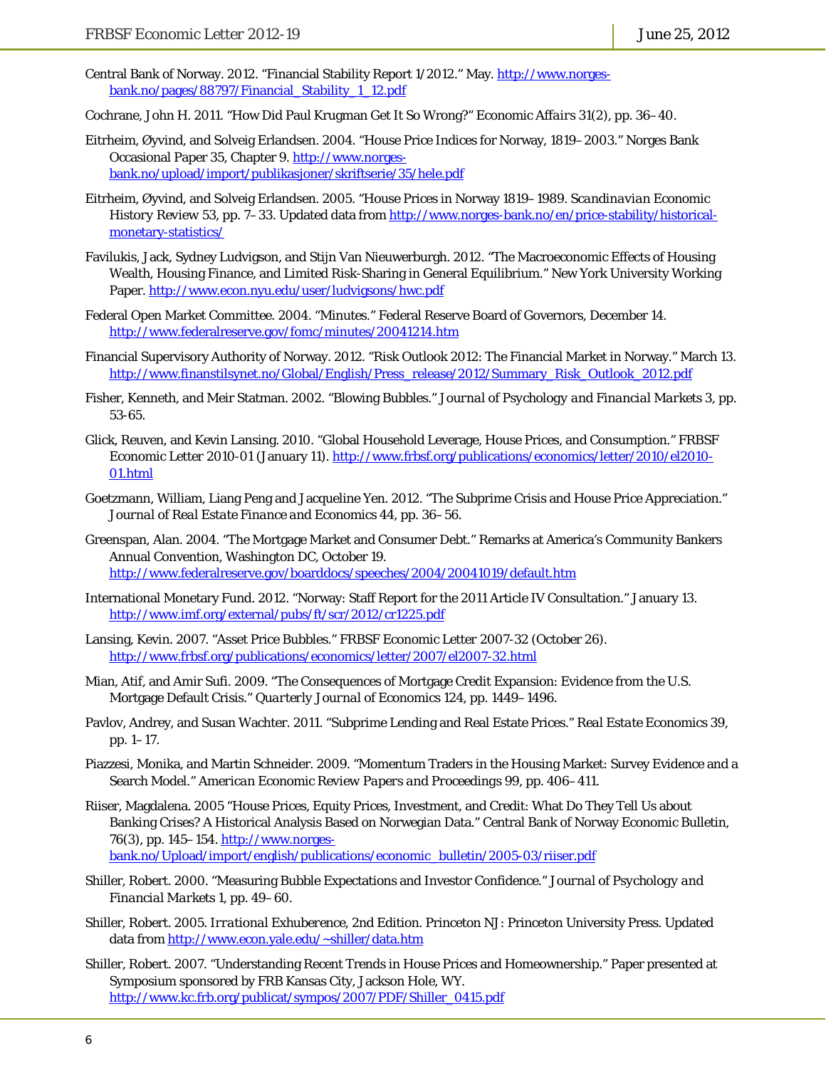Central Bank of Norway. 2012. "Financial Stability Report 1/2012." May. http://www.norges-bank.no/pages/88797/Financial_Stability_1_12.pdf

Cochrane, John H. 2011. "How Did Paul Krugman Get It So Wrong?" *Economic Affairs* 31(2), pp. 36–40.

Eitrheim, Øyvind, and Solveig Erlandsen. 2004. "House Price Indices for Norway, 1819–2003." Norges Bank Occasional Paper 35, Chapter 9. http://www.norges-bank.no/upload/import/publikasjoner/skriftserie/35/hele.pdf

Eitrheim, Øyvind, and Solveig Erlandsen. 2005. "House Prices in Norway 1819–1989. *Scandinavian Economic History Review* 53, pp. 7–33. Updated data from http://www.norges-bank.no/en/price-stability/historical-monetary-statistics/

Favilukis, Jack, Sydney Ludvigson, and Stijn Van Nieuwerburgh. 2012. "The Macroeconomic Effects of Housing Wealth, Housing Finance, and Limited Risk-Sharing in General Equilibrium." New York University Working Paper. http://www.econ.nyu.edu/user/ludvigsons/hwc.pdf

Federal Open Market Committee. 2004. "Minutes." Federal Reserve Board of Governors, December 14. http://www.federalreserve.gov/fomc/minutes/20041214.htm

Financial Supervisory Authority of Norway. 2012. "Risk Outlook 2012: The Financial Market in Norway." March 13. http://www.finanstilsynet.no/Global/English/Press_release/2012/Summary_Risk_Outlook_2012.pdf

Fisher, Kenneth, and Meir Statman. 2002. "Blowing Bubbles." *Journal of Psychology and Financial Markets* 3, pp. 53-65.

Glick, Reuven, and Kevin Lansing. 2010. "Global Household Leverage, House Prices, and Consumption." FRBSF Economic Letter 2010-01 (January 11). http://www.frbsf.org/publications/economics/letter/2010/el2010-01.html

Goetzmann, William, Liang Peng and Jacqueline Yen. 2012. "The Subprime Crisis and House Price Appreciation." *Journal of Real Estate Finance and Economics* 44, pp. 36–56.

Greenspan, Alan. 2004. "The Mortgage Market and Consumer Debt." Remarks at America's Community Bankers Annual Convention, Washington DC, October 19. http://www.federalreserve.gov/boarddocs/speeches/2004/20041019/default.htm

International Monetary Fund. 2012. "Norway: Staff Report for the 2011 Article IV Consultation." January 13. http://www.imf.org/external/pubs/ft/scr/2012/cr1225.pdf

Lansing, Kevin. 2007. "Asset Price Bubbles." FRBSF Economic Letter 2007-32 (October 26). http://www.frbsf.org/publications/economics/letter/2007/el2007-32.html

Mian, Atif, and Amir Sufi. 2009. "The Consequences of Mortgage Credit Expansion: Evidence from the U.S. Mortgage Default Crisis." *Quarterly Journal of Economics* 124, pp. 1449–1496.

Pavlov, Andrey, and Susan Wachter. 2011. "Subprime Lending and Real Estate Prices." *Real Estate Economics* 39, pp. 1–17.

Piazzesi, Monika, and Martin Schneider. 2009. "Momentum Traders in the Housing Market: Survey Evidence and a Search Model." *American Economic Review Papers and Proceedings* 99, pp. 406–411.

Riiser, Magdalena. 2005 "House Prices, Equity Prices, Investment, and Credit: What Do They Tell Us about Banking Crises? A Historical Analysis Based on Norwegian Data." Central Bank of Norway Economic Bulletin, 76(3), pp. 145–154. http://www.norges-bank.no/Upload/import/english/publications/economic_bulletin/2005-03/riiser.pdf

Shiller, Robert. 2000. "Measuring Bubble Expectations and Investor Confidence." *Journal of Psychology and Financial Markets* 1, pp. 49–60.

Shiller, Robert. 2005. *Irrational Exhuberence*, 2nd Edition. Princeton NJ: Princeton University Press. Updated data from http://www.econ.yale.edu/~shiller/data.htm

Shiller, Robert. 2007. "Understanding Recent Trends in House Prices and Homeownership." Paper presented at Symposium sponsored by FRB Kansas City, Jackson Hole, WY. http://www.kc.frb.org/publicat/sympos/2007/PDF/Shiller_0415.pdf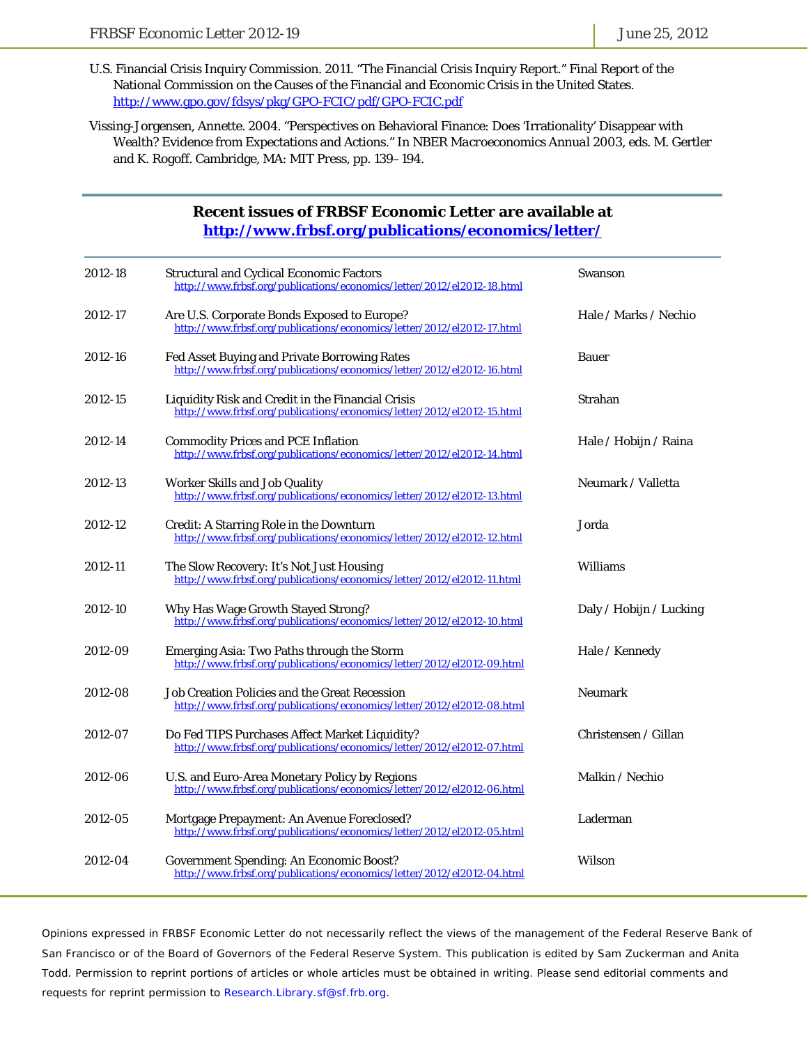U.S. Financial Crisis Inquiry Commission. 2011. "The Financial Crisis Inquiry Report." Final Report of the National Commission on the Causes of the Financial and Economic Crisis in the United States. http://www.gpo.gov/fdsys/pkg/GPO-FCIC/pdf/GPO-FCIC.pdf

Vissing-Jorgensen, Annette. 2004. "Perspectives on Behavioral Finance: Does 'Irrationality' Disappear with Wealth? Evidence from Expectations and Actions." In *NBER Macroeconomics Annual 2003*, eds. M. Gertler and K. Rogoff. Cambridge, MA: MIT Press, pp. 139–194.

**Recent issues of FRBSF Economic Letter are available at**
**http://www.frbsf.org/publications/economics/letter/**

| | | |
|---|---|---|
| 2012-18 | Structural and Cyclical Economic Factors<br>http://www.frbsf.org/publications/economics/letter/2012/el2012-18.html | Swanson |
| 2012-17 | Are U.S. Corporate Bonds Exposed to Europe?<br>http://www.frbsf.org/publications/economics/letter/2012/el2012-17.html | Hale / Marks / Nechio |
| 2012-16 | Fed Asset Buying and Private Borrowing Rates<br>http://www.frbsf.org/publications/economics/letter/2012/el2012-16.html | Bauer |
| 2012-15 | Liquidity Risk and Credit in the Financial Crisis<br>http://www.frbsf.org/publications/economics/letter/2012/el2012-15.html | Strahan |
| 2012-14 | Commodity Prices and PCE Inflation<br>http://www.frbsf.org/publications/economics/letter/2012/el2012-14.html | Hale / Hobijn / Raina |
| 2012-13 | Worker Skills and Job Quality<br>http://www.frbsf.org/publications/economics/letter/2012/el2012-13.html | Neumark / Valletta |
| 2012-12 | Credit: A Starring Role in the Downturn<br>http://www.frbsf.org/publications/economics/letter/2012/el2012-12.html | Jorda |
| 2012-11 | The Slow Recovery: It's Not Just Housing<br>http://www.frbsf.org/publications/economics/letter/2012/el2012-11.html | Williams |
| 2012-10 | Why Has Wage Growth Stayed Strong?<br>http://www.frbsf.org/publications/economics/letter/2012/el2012-10.html | Daly / Hobijn / Lucking |
| 2012-09 | Emerging Asia: Two Paths through the Storm<br>http://www.frbsf.org/publications/economics/letter/2012/el2012-09.html | Hale / Kennedy |
| 2012-08 | Job Creation Policies and the Great Recession<br>http://www.frbsf.org/publications/economics/letter/2012/el2012-08.html | Neumark |
| 2012-07 | Do Fed TIPS Purchases Affect Market Liquidity?<br>http://www.frbsf.org/publications/economics/letter/2012/el2012-07.html | Christensen / Gillan |
| 2012-06 | U.S. and Euro-Area Monetary Policy by Regions<br>http://www.frbsf.org/publications/economics/letter/2012/el2012-06.html | Malkin / Nechio |
| 2012-05 | Mortgage Prepayment: An Avenue Foreclosed?<br>http://www.frbsf.org/publications/economics/letter/2012/el2012-05.html | Laderman |
| 2012-04 | Government Spending: An Economic Boost?<br>http://www.frbsf.org/publications/economics/letter/2012/el2012-04.html | Wilson |

Opinions expressed in FRBSF Economic Letter do not necessarily reflect the views of the management of the Federal Reserve Bank of San Francisco or of the Board of Governors of the Federal Reserve System. This publication is edited by Sam Zuckerman and Anita Todd. Permission to reprint portions of articles or whole articles must be obtained in writing. Please send editorial comments and requests for reprint permission to Research.Library.sf@sf.frb.org.